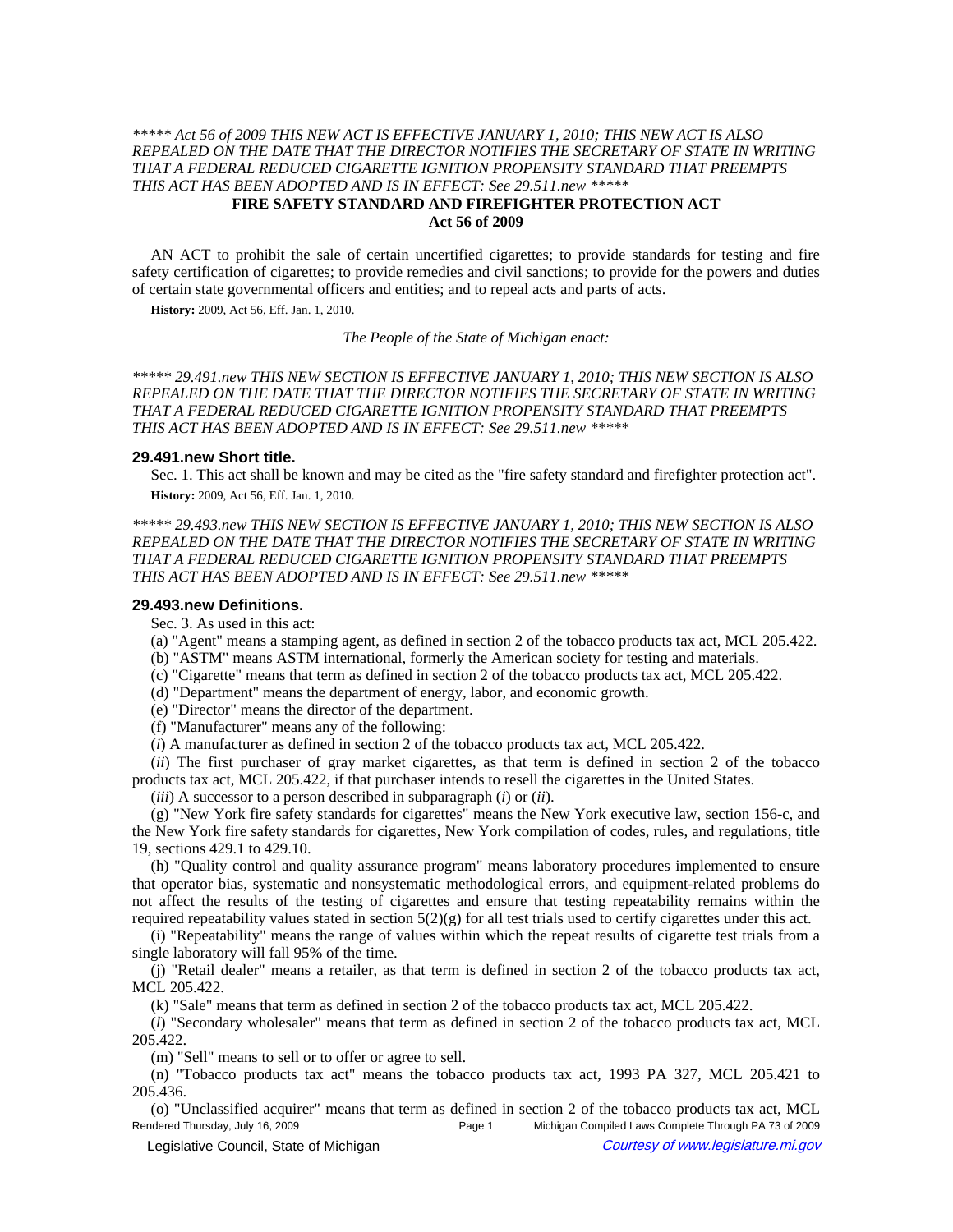*\*\*\*\*\* Act 56 of 2009 THIS NEW ACT IS EFFECTIVE JANUARY 1, 2010; THIS NEW ACT IS ALSO REPEALED ON THE DATE THAT THE DIRECTOR NOTIFIES THE SECRETARY OF STATE IN WRITING THAT A FEDERAL REDUCED CIGARETTE IGNITION PROPENSITY STANDARD THAT PREEMPTS THIS ACT HAS BEEN ADOPTED AND IS IN EFFECT: See 29.511.new \*\*\*\*\**

# FIRE SAFETY STANDARD AND FIREFIGHTER PROTECTION ACT
## Act 56 of 2009

AN ACT to prohibit the sale of certain uncertified cigarettes; to provide standards for testing and fire safety certification of cigarettes; to provide remedies and civil sanctions; to provide for the powers and duties of certain state governmental officers and entities; and to repeal acts and parts of acts.

**History:** 2009, Act 56, Eff. Jan. 1, 2010.

*The People of the State of Michigan enact:*

*\*\*\*\*\* 29.491.new THIS NEW SECTION IS EFFECTIVE JANUARY 1, 2010; THIS NEW SECTION IS ALSO REPEALED ON THE DATE THAT THE DIRECTOR NOTIFIES THE SECRETARY OF STATE IN WRITING THAT A FEDERAL REDUCED CIGARETTE IGNITION PROPENSITY STANDARD THAT PREEMPTS THIS ACT HAS BEEN ADOPTED AND IS IN EFFECT: See 29.511.new \*\*\*\*\**

### 29.491.new Short title.

Sec. 1. This act shall be known and may be cited as the "fire safety standard and firefighter protection act".

**History:** 2009, Act 56, Eff. Jan. 1, 2010.

*\*\*\*\*\* 29.493.new THIS NEW SECTION IS EFFECTIVE JANUARY 1, 2010; THIS NEW SECTION IS ALSO REPEALED ON THE DATE THAT THE DIRECTOR NOTIFIES THE SECRETARY OF STATE IN WRITING THAT A FEDERAL REDUCED CIGARETTE IGNITION PROPENSITY STANDARD THAT PREEMPTS THIS ACT HAS BEEN ADOPTED AND IS IN EFFECT: See 29.511.new \*\*\*\*\**

### 29.493.new Definitions.

Sec. 3. As used in this act:

(a) "Agent" means a stamping agent, as defined in section 2 of the tobacco products tax act, MCL 205.422.

(b) "ASTM" means ASTM international, formerly the American society for testing and materials.

(c) "Cigarette" means that term as defined in section 2 of the tobacco products tax act, MCL 205.422.

(d) "Department" means the department of energy, labor, and economic growth.

(e) "Director" means the director of the department.

(f) "Manufacturer" means any of the following:

(*i*) A manufacturer as defined in section 2 of the tobacco products tax act, MCL 205.422.

(*ii*) The first purchaser of gray market cigarettes, as that term is defined in section 2 of the tobacco products tax act, MCL 205.422, if that purchaser intends to resell the cigarettes in the United States.

(*iii*) A successor to a person described in subparagraph (*i*) or (*ii*).

(g) "New York fire safety standards for cigarettes" means the New York executive law, section 156-c, and the New York fire safety standards for cigarettes, New York compilation of codes, rules, and regulations, title 19, sections 429.1 to 429.10.

(h) "Quality control and quality assurance program" means laboratory procedures implemented to ensure that operator bias, systematic and nonsystematic methodological errors, and equipment-related problems do not affect the results of the testing of cigarettes and ensure that testing repeatability remains within the required repeatability values stated in section 5(2)(g) for all test trials used to certify cigarettes under this act.

(i) "Repeatability" means the range of values within which the repeat results of cigarette test trials from a single laboratory will fall 95% of the time.

(j) "Retail dealer" means a retailer, as that term is defined in section 2 of the tobacco products tax act, MCL 205.422.

(k) "Sale" means that term as defined in section 2 of the tobacco products tax act, MCL 205.422.

(*l*) "Secondary wholesaler" means that term as defined in section 2 of the tobacco products tax act, MCL 205.422.

(m) "Sell" means to sell or to offer or agree to sell.

(n) "Tobacco products tax act" means the tobacco products tax act, 1993 PA 327, MCL 205.421 to 205.436.

(o) "Unclassified acquirer" means that term as defined in section 2 of the tobacco products tax act, MCL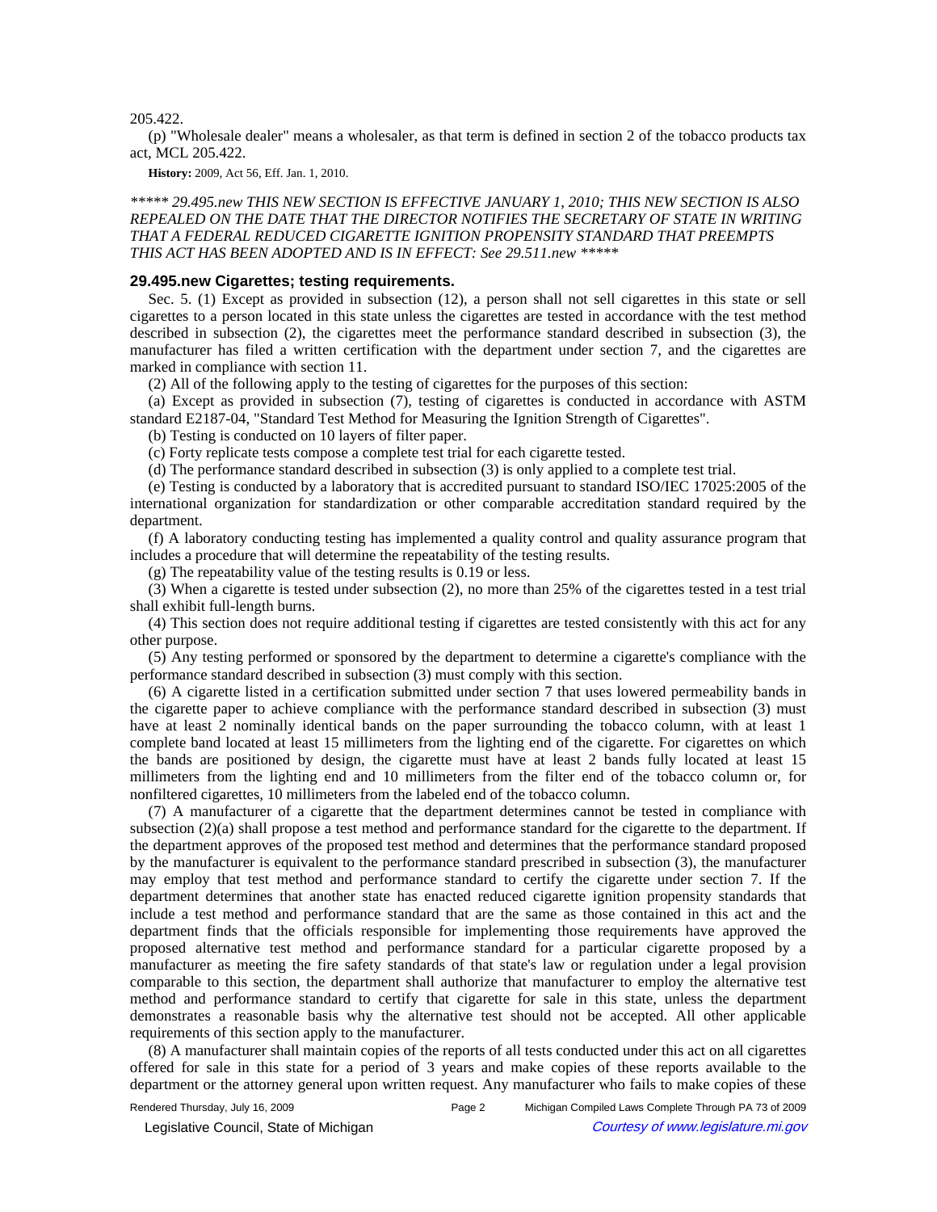205.422.

(p) "Wholesale dealer" means a wholesaler, as that term is defined in section 2 of the tobacco products tax act, MCL 205.422.

**History:** 2009, Act 56, Eff. Jan. 1, 2010.

*\*\*\*\*\* 29.495.new THIS NEW SECTION IS EFFECTIVE JANUARY 1, 2010; THIS NEW SECTION IS ALSO REPEALED ON THE DATE THAT THE DIRECTOR NOTIFIES THE SECRETARY OF STATE IN WRITING THAT A FEDERAL REDUCED CIGARETTE IGNITION PROPENSITY STANDARD THAT PREEMPTS THIS ACT HAS BEEN ADOPTED AND IS IN EFFECT: See 29.511.new \*\*\*\*\**

### 29.495.new Cigarettes; testing requirements.

Sec. 5. (1) Except as provided in subsection (12), a person shall not sell cigarettes in this state or sell cigarettes to a person located in this state unless the cigarettes are tested in accordance with the test method described in subsection (2), the cigarettes meet the performance standard described in subsection (3), the manufacturer has filed a written certification with the department under section 7, and the cigarettes are marked in compliance with section 11.

(2) All of the following apply to the testing of cigarettes for the purposes of this section:

(a) Except as provided in subsection (7), testing of cigarettes is conducted in accordance with ASTM standard E2187-04, "Standard Test Method for Measuring the Ignition Strength of Cigarettes".

(b) Testing is conducted on 10 layers of filter paper.

(c) Forty replicate tests compose a complete test trial for each cigarette tested.

(d) The performance standard described in subsection (3) is only applied to a complete test trial.

(e) Testing is conducted by a laboratory that is accredited pursuant to standard ISO/IEC 17025:2005 of the international organization for standardization or other comparable accreditation standard required by the department.

(f) A laboratory conducting testing has implemented a quality control and quality assurance program that includes a procedure that will determine the repeatability of the testing results.

(g) The repeatability value of the testing results is 0.19 or less.

(3) When a cigarette is tested under subsection (2), no more than 25% of the cigarettes tested in a test trial shall exhibit full-length burns.

(4) This section does not require additional testing if cigarettes are tested consistently with this act for any other purpose.

(5) Any testing performed or sponsored by the department to determine a cigarette's compliance with the performance standard described in subsection (3) must comply with this section.

(6) A cigarette listed in a certification submitted under section 7 that uses lowered permeability bands in the cigarette paper to achieve compliance with the performance standard described in subsection (3) must have at least 2 nominally identical bands on the paper surrounding the tobacco column, with at least 1 complete band located at least 15 millimeters from the lighting end of the cigarette. For cigarettes on which the bands are positioned by design, the cigarette must have at least 2 bands fully located at least 15 millimeters from the lighting end and 10 millimeters from the filter end of the tobacco column or, for nonfiltered cigarettes, 10 millimeters from the labeled end of the tobacco column.

(7) A manufacturer of a cigarette that the department determines cannot be tested in compliance with subsection (2)(a) shall propose a test method and performance standard for the cigarette to the department. If the department approves of the proposed test method and determines that the performance standard proposed by the manufacturer is equivalent to the performance standard prescribed in subsection (3), the manufacturer may employ that test method and performance standard to certify the cigarette under section 7. If the department determines that another state has enacted reduced cigarette ignition propensity standards that include a test method and performance standard that are the same as those contained in this act and the department finds that the officials responsible for implementing those requirements have approved the proposed alternative test method and performance standard for a particular cigarette proposed by a manufacturer as meeting the fire safety standards of that state's law or regulation under a legal provision comparable to this section, the department shall authorize that manufacturer to employ the alternative test method and performance standard to certify that cigarette for sale in this state, unless the department demonstrates a reasonable basis why the alternative test should not be accepted. All other applicable requirements of this section apply to the manufacturer.

(8) A manufacturer shall maintain copies of the reports of all tests conducted under this act on all cigarettes offered for sale in this state for a period of 3 years and make copies of these reports available to the department or the attorney general upon written request. Any manufacturer who fails to make copies of these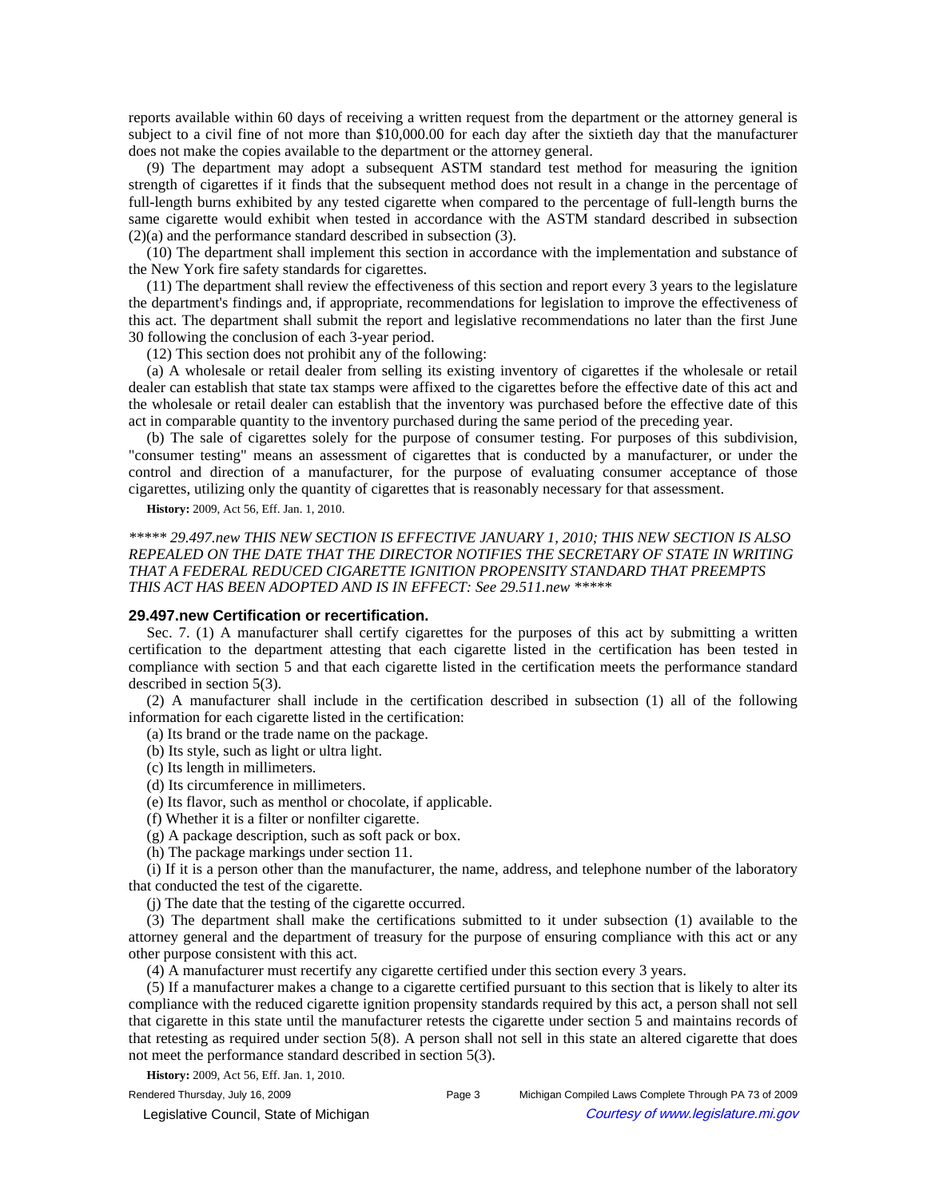reports available within 60 days of receiving a written request from the department or the attorney general is subject to a civil fine of not more than $10,000.00 for each day after the sixtieth day that the manufacturer does not make the copies available to the department or the attorney general.

(9) The department may adopt a subsequent ASTM standard test method for measuring the ignition strength of cigarettes if it finds that the subsequent method does not result in a change in the percentage of full-length burns exhibited by any tested cigarette when compared to the percentage of full-length burns the same cigarette would exhibit when tested in accordance with the ASTM standard described in subsection (2)(a) and the performance standard described in subsection (3).

(10) The department shall implement this section in accordance with the implementation and substance of the New York fire safety standards for cigarettes.

(11) The department shall review the effectiveness of this section and report every 3 years to the legislature the department's findings and, if appropriate, recommendations for legislation to improve the effectiveness of this act. The department shall submit the report and legislative recommendations no later than the first June 30 following the conclusion of each 3-year period.

(12) This section does not prohibit any of the following:

(a) A wholesale or retail dealer from selling its existing inventory of cigarettes if the wholesale or retail dealer can establish that state tax stamps were affixed to the cigarettes before the effective date of this act and the wholesale or retail dealer can establish that the inventory was purchased before the effective date of this act in comparable quantity to the inventory purchased during the same period of the preceding year.

(b) The sale of cigarettes solely for the purpose of consumer testing. For purposes of this subdivision, "consumer testing" means an assessment of cigarettes that is conducted by a manufacturer, or under the control and direction of a manufacturer, for the purpose of evaluating consumer acceptance of those cigarettes, utilizing only the quantity of cigarettes that is reasonably necessary for that assessment.

**History:** 2009, Act 56, Eff. Jan. 1, 2010.

*\*\*\*\*\* 29.497.new THIS NEW SECTION IS EFFECTIVE JANUARY 1, 2010; THIS NEW SECTION IS ALSO REPEALED ON THE DATE THAT THE DIRECTOR NOTIFIES THE SECRETARY OF STATE IN WRITING THAT A FEDERAL REDUCED CIGARETTE IGNITION PROPENSITY STANDARD THAT PREEMPTS THIS ACT HAS BEEN ADOPTED AND IS IN EFFECT: See 29.511.new \*\*\*\*\**

### 29.497.new Certification or recertification.

Sec. 7. (1) A manufacturer shall certify cigarettes for the purposes of this act by submitting a written certification to the department attesting that each cigarette listed in the certification has been tested in compliance with section 5 and that each cigarette listed in the certification meets the performance standard described in section 5(3).

(2) A manufacturer shall include in the certification described in subsection (1) all of the following information for each cigarette listed in the certification:

(a) Its brand or the trade name on the package.

(b) Its style, such as light or ultra light.

(c) Its length in millimeters.

(d) Its circumference in millimeters.

(e) Its flavor, such as menthol or chocolate, if applicable.

(f) Whether it is a filter or nonfilter cigarette.

(g) A package description, such as soft pack or box.

(h) The package markings under section 11.

(i) If it is a person other than the manufacturer, the name, address, and telephone number of the laboratory that conducted the test of the cigarette.

(j) The date that the testing of the cigarette occurred.

(3) The department shall make the certifications submitted to it under subsection (1) available to the attorney general and the department of treasury for the purpose of ensuring compliance with this act or any other purpose consistent with this act.

(4) A manufacturer must recertify any cigarette certified under this section every 3 years.

(5) If a manufacturer makes a change to a cigarette certified pursuant to this section that is likely to alter its compliance with the reduced cigarette ignition propensity standards required by this act, a person shall not sell that cigarette in this state until the manufacturer retests the cigarette under section 5 and maintains records of that retesting as required under section 5(8). A person shall not sell in this state an altered cigarette that does not meet the performance standard described in section 5(3).

**History:** 2009, Act 56, Eff. Jan. 1, 2010.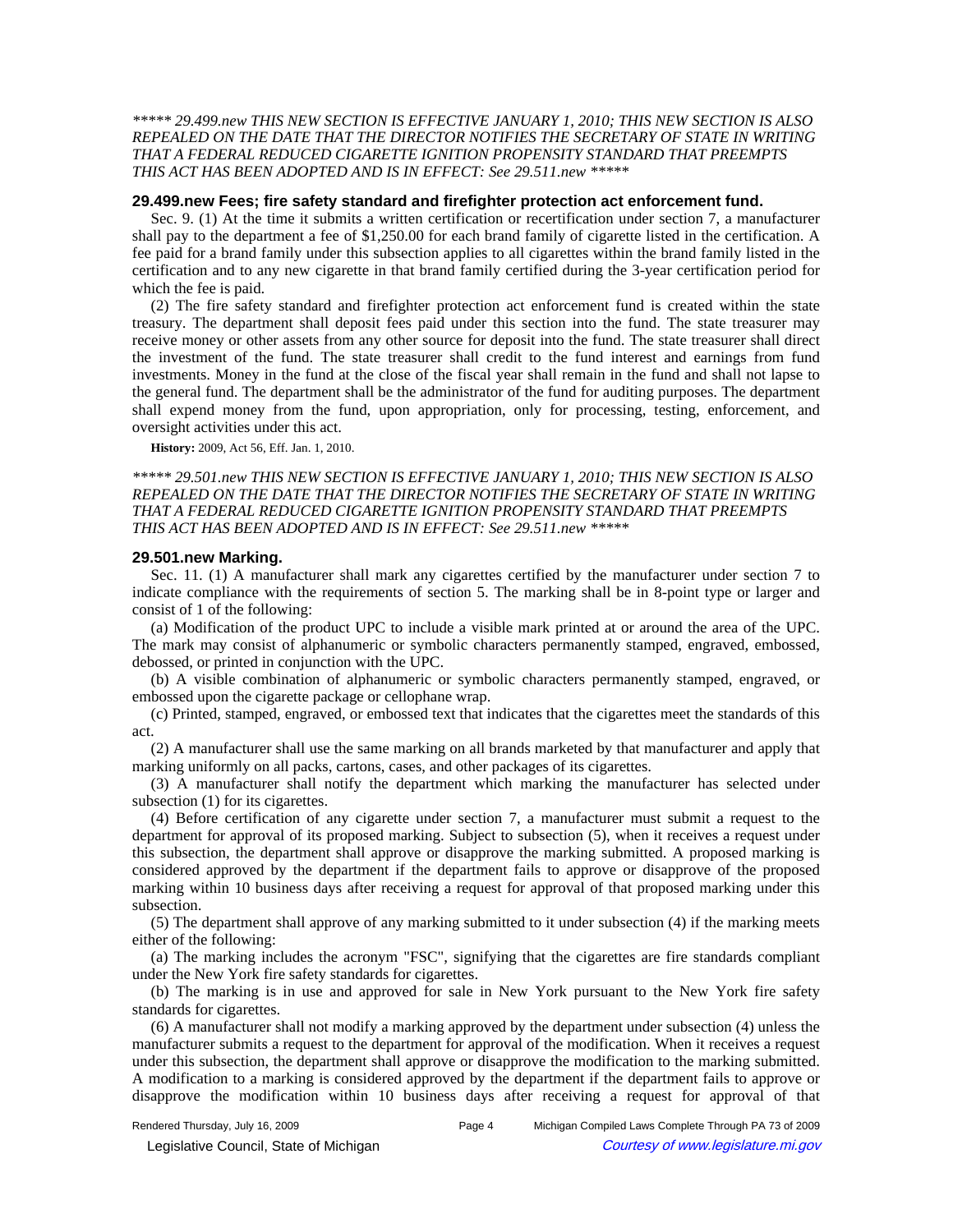*\*\*\*\*\* 29.499.new THIS NEW SECTION IS EFFECTIVE JANUARY 1, 2010; THIS NEW SECTION IS ALSO REPEALED ON THE DATE THAT THE DIRECTOR NOTIFIES THE SECRETARY OF STATE IN WRITING THAT A FEDERAL REDUCED CIGARETTE IGNITION PROPENSITY STANDARD THAT PREEMPTS THIS ACT HAS BEEN ADOPTED AND IS IN EFFECT: See 29.511.new \*\*\*\*\**

### 29.499.new Fees; fire safety standard and firefighter protection act enforcement fund.

Sec. 9. (1) At the time it submits a written certification or recertification under section 7, a manufacturer shall pay to the department a fee of $1,250.00 for each brand family of cigarette listed in the certification. A fee paid for a brand family under this subsection applies to all cigarettes within the brand family listed in the certification and to any new cigarette in that brand family certified during the 3-year certification period for which the fee is paid.

(2) The fire safety standard and firefighter protection act enforcement fund is created within the state treasury. The department shall deposit fees paid under this section into the fund. The state treasurer may receive money or other assets from any other source for deposit into the fund. The state treasurer shall direct the investment of the fund. The state treasurer shall credit to the fund interest and earnings from fund investments. Money in the fund at the close of the fiscal year shall remain in the fund and shall not lapse to the general fund. The department shall be the administrator of the fund for auditing purposes. The department shall expend money from the fund, upon appropriation, only for processing, testing, enforcement, and oversight activities under this act.

**History:** 2009, Act 56, Eff. Jan. 1, 2010.

*\*\*\*\*\* 29.501.new THIS NEW SECTION IS EFFECTIVE JANUARY 1, 2010; THIS NEW SECTION IS ALSO REPEALED ON THE DATE THAT THE DIRECTOR NOTIFIES THE SECRETARY OF STATE IN WRITING THAT A FEDERAL REDUCED CIGARETTE IGNITION PROPENSITY STANDARD THAT PREEMPTS THIS ACT HAS BEEN ADOPTED AND IS IN EFFECT: See 29.511.new \*\*\*\*\**

### 29.501.new Marking.

Sec. 11. (1) A manufacturer shall mark any cigarettes certified by the manufacturer under section 7 to indicate compliance with the requirements of section 5. The marking shall be in 8-point type or larger and consist of 1 of the following:

(a) Modification of the product UPC to include a visible mark printed at or around the area of the UPC. The mark may consist of alphanumeric or symbolic characters permanently stamped, engraved, embossed, debossed, or printed in conjunction with the UPC.

(b) A visible combination of alphanumeric or symbolic characters permanently stamped, engraved, or embossed upon the cigarette package or cellophane wrap.

(c) Printed, stamped, engraved, or embossed text that indicates that the cigarettes meet the standards of this act.

(2) A manufacturer shall use the same marking on all brands marketed by that manufacturer and apply that marking uniformly on all packs, cartons, cases, and other packages of its cigarettes.

(3) A manufacturer shall notify the department which marking the manufacturer has selected under subsection (1) for its cigarettes.

(4) Before certification of any cigarette under section 7, a manufacturer must submit a request to the department for approval of its proposed marking. Subject to subsection (5), when it receives a request under this subsection, the department shall approve or disapprove the marking submitted. A proposed marking is considered approved by the department if the department fails to approve or disapprove of the proposed marking within 10 business days after receiving a request for approval of that proposed marking under this subsection.

(5) The department shall approve of any marking submitted to it under subsection (4) if the marking meets either of the following:

(a) The marking includes the acronym "FSC", signifying that the cigarettes are fire standards compliant under the New York fire safety standards for cigarettes.

(b) The marking is in use and approved for sale in New York pursuant to the New York fire safety standards for cigarettes.

(6) A manufacturer shall not modify a marking approved by the department under subsection (4) unless the manufacturer submits a request to the department for approval of the modification. When it receives a request under this subsection, the department shall approve or disapprove the modification to the marking submitted. A modification to a marking is considered approved by the department if the department fails to approve or disapprove the modification within 10 business days after receiving a request for approval of that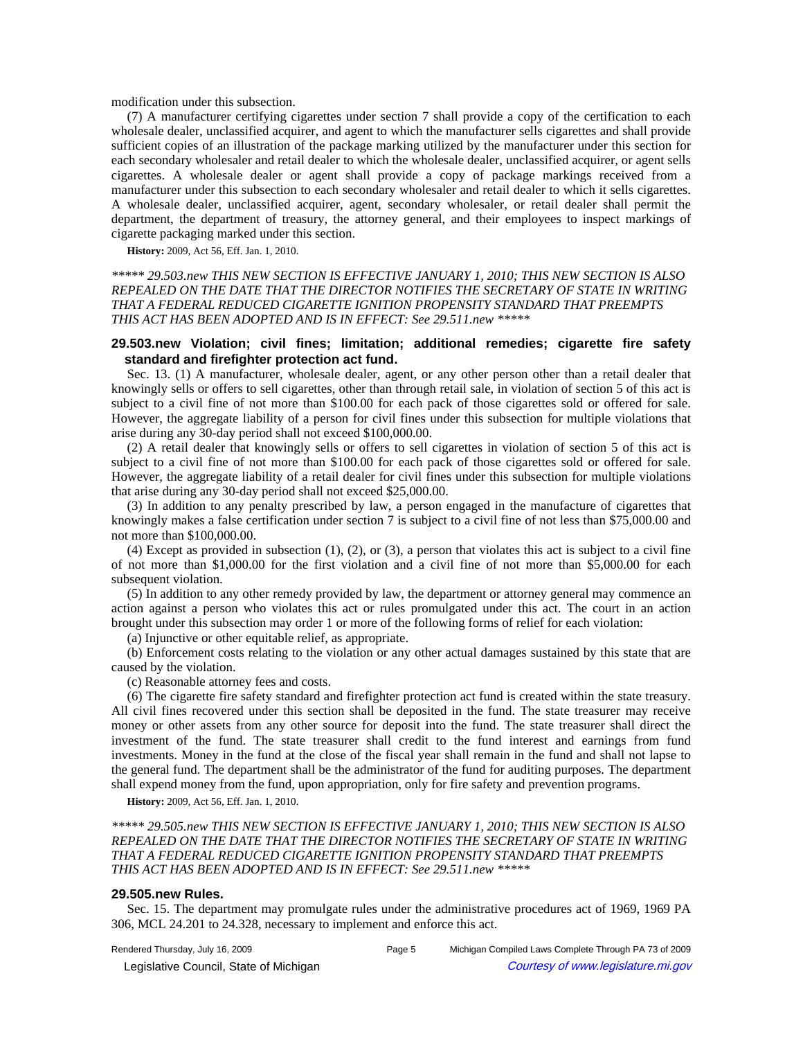modification under this subsection.

(7) A manufacturer certifying cigarettes under section 7 shall provide a copy of the certification to each wholesale dealer, unclassified acquirer, and agent to which the manufacturer sells cigarettes and shall provide sufficient copies of an illustration of the package marking utilized by the manufacturer under this section for each secondary wholesaler and retail dealer to which the wholesale dealer, unclassified acquirer, or agent sells cigarettes. A wholesale dealer or agent shall provide a copy of package markings received from a manufacturer under this subsection to each secondary wholesaler and retail dealer to which it sells cigarettes. A wholesale dealer, unclassified acquirer, agent, secondary wholesaler, or retail dealer shall permit the department, the department of treasury, the attorney general, and their employees to inspect markings of cigarette packaging marked under this section.

**History:** 2009, Act 56, Eff. Jan. 1, 2010.

*\*\*\*\*\* 29.503.new THIS NEW SECTION IS EFFECTIVE JANUARY 1, 2010; THIS NEW SECTION IS ALSO REPEALED ON THE DATE THAT THE DIRECTOR NOTIFIES THE SECRETARY OF STATE IN WRITING THAT A FEDERAL REDUCED CIGARETTE IGNITION PROPENSITY STANDARD THAT PREEMPTS THIS ACT HAS BEEN ADOPTED AND IS IN EFFECT: See 29.511.new \*\*\*\*\**

### 29.503.new Violation; civil fines; limitation; additional remedies; cigarette fire safety standard and firefighter protection act fund.

Sec. 13. (1) A manufacturer, wholesale dealer, agent, or any other person other than a retail dealer that knowingly sells or offers to sell cigarettes, other than through retail sale, in violation of section 5 of this act is subject to a civil fine of not more than $100.00 for each pack of those cigarettes sold or offered for sale. However, the aggregate liability of a person for civil fines under this subsection for multiple violations that arise during any 30-day period shall not exceed $100,000.00.

(2) A retail dealer that knowingly sells or offers to sell cigarettes in violation of section 5 of this act is subject to a civil fine of not more than $100.00 for each pack of those cigarettes sold or offered for sale. However, the aggregate liability of a retail dealer for civil fines under this subsection for multiple violations that arise during any 30-day period shall not exceed $25,000.00.

(3) In addition to any penalty prescribed by law, a person engaged in the manufacture of cigarettes that knowingly makes a false certification under section 7 is subject to a civil fine of not less than $75,000.00 and not more than $100,000.00.

(4) Except as provided in subsection (1), (2), or (3), a person that violates this act is subject to a civil fine of not more than $1,000.00 for the first violation and a civil fine of not more than $5,000.00 for each subsequent violation.

(5) In addition to any other remedy provided by law, the department or attorney general may commence an action against a person who violates this act or rules promulgated under this act. The court in an action brought under this subsection may order 1 or more of the following forms of relief for each violation:

(a) Injunctive or other equitable relief, as appropriate.

(b) Enforcement costs relating to the violation or any other actual damages sustained by this state that are caused by the violation.

(c) Reasonable attorney fees and costs.

(6) The cigarette fire safety standard and firefighter protection act fund is created within the state treasury. All civil fines recovered under this section shall be deposited in the fund. The state treasurer may receive money or other assets from any other source for deposit into the fund. The state treasurer shall direct the investment of the fund. The state treasurer shall credit to the fund interest and earnings from fund investments. Money in the fund at the close of the fiscal year shall remain in the fund and shall not lapse to the general fund. The department shall be the administrator of the fund for auditing purposes. The department shall expend money from the fund, upon appropriation, only for fire safety and prevention programs.

**History:** 2009, Act 56, Eff. Jan. 1, 2010.

*\*\*\*\*\* 29.505.new THIS NEW SECTION IS EFFECTIVE JANUARY 1, 2010; THIS NEW SECTION IS ALSO REPEALED ON THE DATE THAT THE DIRECTOR NOTIFIES THE SECRETARY OF STATE IN WRITING THAT A FEDERAL REDUCED CIGARETTE IGNITION PROPENSITY STANDARD THAT PREEMPTS THIS ACT HAS BEEN ADOPTED AND IS IN EFFECT: See 29.511.new \*\*\*\*\**

### 29.505.new Rules.

Sec. 15. The department may promulgate rules under the administrative procedures act of 1969, 1969 PA 306, MCL 24.201 to 24.328, necessary to implement and enforce this act.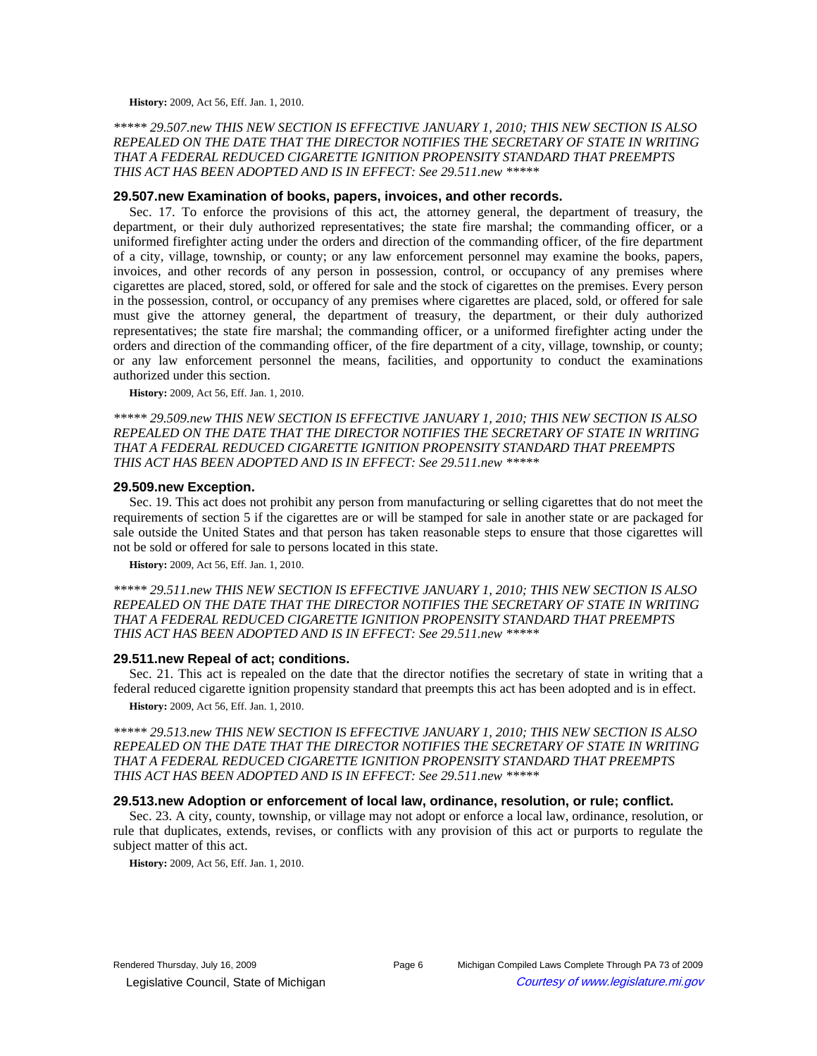**History:** 2009, Act 56, Eff. Jan. 1, 2010.

*\*\*\*\*\* 29.507.new THIS NEW SECTION IS EFFECTIVE JANUARY 1, 2010; THIS NEW SECTION IS ALSO REPEALED ON THE DATE THAT THE DIRECTOR NOTIFIES THE SECRETARY OF STATE IN WRITING THAT A FEDERAL REDUCED CIGARETTE IGNITION PROPENSITY STANDARD THAT PREEMPTS THIS ACT HAS BEEN ADOPTED AND IS IN EFFECT: See 29.511.new \*\*\*\*\**

### 29.507.new Examination of books, papers, invoices, and other records.

Sec. 17. To enforce the provisions of this act, the attorney general, the department of treasury, the department, or their duly authorized representatives; the state fire marshal; the commanding officer, or a uniformed firefighter acting under the orders and direction of the commanding officer, of the fire department of a city, village, township, or county; or any law enforcement personnel may examine the books, papers, invoices, and other records of any person in possession, control, or occupancy of any premises where cigarettes are placed, stored, sold, or offered for sale and the stock of cigarettes on the premises. Every person in the possession, control, or occupancy of any premises where cigarettes are placed, sold, or offered for sale must give the attorney general, the department of treasury, the department, or their duly authorized representatives; the state fire marshal; the commanding officer, or a uniformed firefighter acting under the orders and direction of the commanding officer, of the fire department of a city, village, township, or county; or any law enforcement personnel the means, facilities, and opportunity to conduct the examinations authorized under this section.

**History:** 2009, Act 56, Eff. Jan. 1, 2010.

*\*\*\*\*\* 29.509.new THIS NEW SECTION IS EFFECTIVE JANUARY 1, 2010; THIS NEW SECTION IS ALSO REPEALED ON THE DATE THAT THE DIRECTOR NOTIFIES THE SECRETARY OF STATE IN WRITING THAT A FEDERAL REDUCED CIGARETTE IGNITION PROPENSITY STANDARD THAT PREEMPTS THIS ACT HAS BEEN ADOPTED AND IS IN EFFECT: See 29.511.new \*\*\*\*\**

### 29.509.new Exception.

Sec. 19. This act does not prohibit any person from manufacturing or selling cigarettes that do not meet the requirements of section 5 if the cigarettes are or will be stamped for sale in another state or are packaged for sale outside the United States and that person has taken reasonable steps to ensure that those cigarettes will not be sold or offered for sale to persons located in this state.

**History:** 2009, Act 56, Eff. Jan. 1, 2010.

*\*\*\*\*\* 29.511.new THIS NEW SECTION IS EFFECTIVE JANUARY 1, 2010; THIS NEW SECTION IS ALSO REPEALED ON THE DATE THAT THE DIRECTOR NOTIFIES THE SECRETARY OF STATE IN WRITING THAT A FEDERAL REDUCED CIGARETTE IGNITION PROPENSITY STANDARD THAT PREEMPTS THIS ACT HAS BEEN ADOPTED AND IS IN EFFECT: See 29.511.new \*\*\*\*\**

### 29.511.new Repeal of act; conditions.

Sec. 21. This act is repealed on the date that the director notifies the secretary of state in writing that a federal reduced cigarette ignition propensity standard that preempts this act has been adopted and is in effect.

**History:** 2009, Act 56, Eff. Jan. 1, 2010.

*\*\*\*\*\* 29.513.new THIS NEW SECTION IS EFFECTIVE JANUARY 1, 2010; THIS NEW SECTION IS ALSO REPEALED ON THE DATE THAT THE DIRECTOR NOTIFIES THE SECRETARY OF STATE IN WRITING THAT A FEDERAL REDUCED CIGARETTE IGNITION PROPENSITY STANDARD THAT PREEMPTS THIS ACT HAS BEEN ADOPTED AND IS IN EFFECT: See 29.511.new \*\*\*\*\**

### 29.513.new Adoption or enforcement of local law, ordinance, resolution, or rule; conflict.

Sec. 23. A city, county, township, or village may not adopt or enforce a local law, ordinance, resolution, or rule that duplicates, extends, revises, or conflicts with any provision of this act or purports to regulate the subject matter of this act.

**History:** 2009, Act 56, Eff. Jan. 1, 2010.